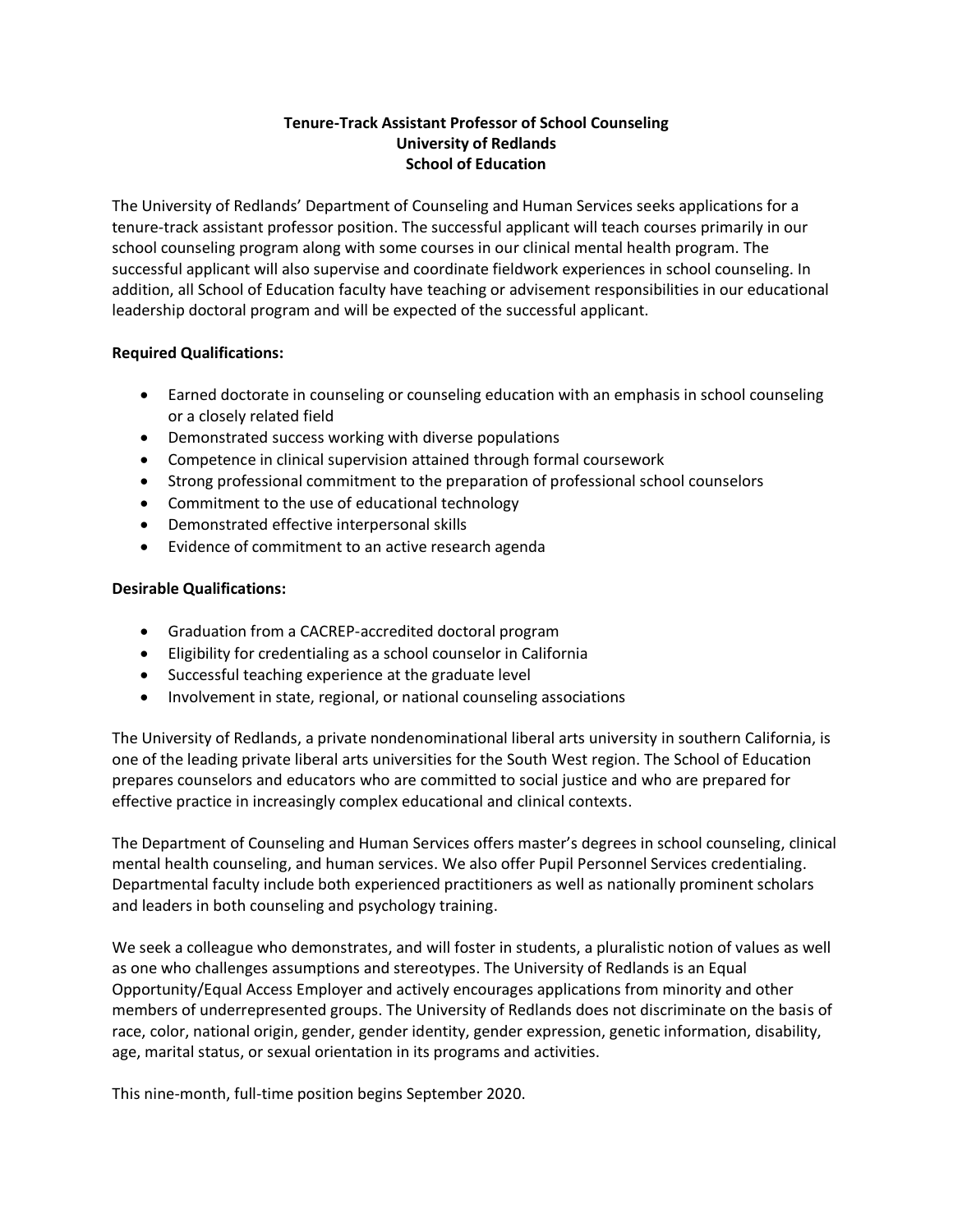**Tenure-Track Assistant Professor of School Counseling**
**University of Redlands**
**School of Education**

The University of Redlands' Department of Counseling and Human Services seeks applications for a tenure-track assistant professor position. The successful applicant will teach courses primarily in our school counseling program along with some courses in our clinical mental health program. The successful applicant will also supervise and coordinate fieldwork experiences in school counseling. In addition, all School of Education faculty have teaching or advisement responsibilities in our educational leadership doctoral program and will be expected of the successful applicant.

**Required Qualifications:**

- Earned doctorate in counseling or counseling education with an emphasis in school counseling or a closely related field
- Demonstrated success working with diverse populations
- Competence in clinical supervision attained through formal coursework
- Strong professional commitment to the preparation of professional school counselors
- Commitment to the use of educational technology
- Demonstrated effective interpersonal skills
- Evidence of commitment to an active research agenda

**Desirable Qualifications:**

- Graduation from a CACREP-accredited doctoral program
- Eligibility for credentialing as a school counselor in California
- Successful teaching experience at the graduate level
- Involvement in state, regional, or national counseling associations

The University of Redlands, a private nondenominational liberal arts university in southern California, is one of the leading private liberal arts universities for the South West region. The School of Education prepares counselors and educators who are committed to social justice and who are prepared for effective practice in increasingly complex educational and clinical contexts.

The Department of Counseling and Human Services offers master's degrees in school counseling, clinical mental health counseling, and human services. We also offer Pupil Personnel Services credentialing. Departmental faculty include both experienced practitioners as well as nationally prominent scholars and leaders in both counseling and psychology training.

We seek a colleague who demonstrates, and will foster in students, a pluralistic notion of values as well as one who challenges assumptions and stereotypes. The University of Redlands is an Equal Opportunity/Equal Access Employer and actively encourages applications from minority and other members of underrepresented groups. The University of Redlands does not discriminate on the basis of race, color, national origin, gender, gender identity, gender expression, genetic information, disability, age, marital status, or sexual orientation in its programs and activities.

This nine-month, full-time position begins September 2020.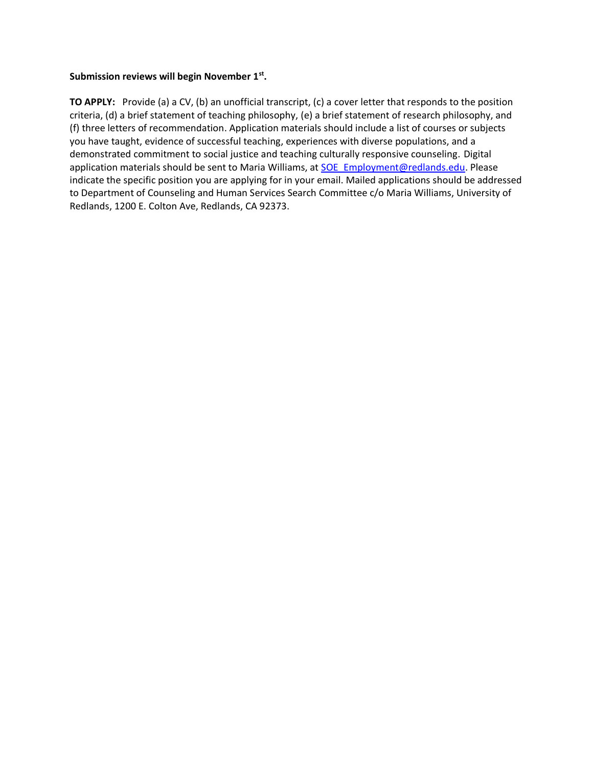**Submission reviews will begin November 1st.**

**TO APPLY:** Provide (a) a CV, (b) an unofficial transcript, (c) a cover letter that responds to the position criteria, (d) a brief statement of teaching philosophy, (e) a brief statement of research philosophy, and (f) three letters of recommendation. Application materials should include a list of courses or subjects you have taught, evidence of successful teaching, experiences with diverse populations, and a demonstrated commitment to social justice and teaching culturally responsive counseling. Digital application materials should be sent to Maria Williams, at SOE_Employment@redlands.edu. Please indicate the specific position you are applying for in your email. Mailed applications should be addressed to Department of Counseling and Human Services Search Committee c/o Maria Williams, University of Redlands, 1200 E. Colton Ave, Redlands, CA 92373.